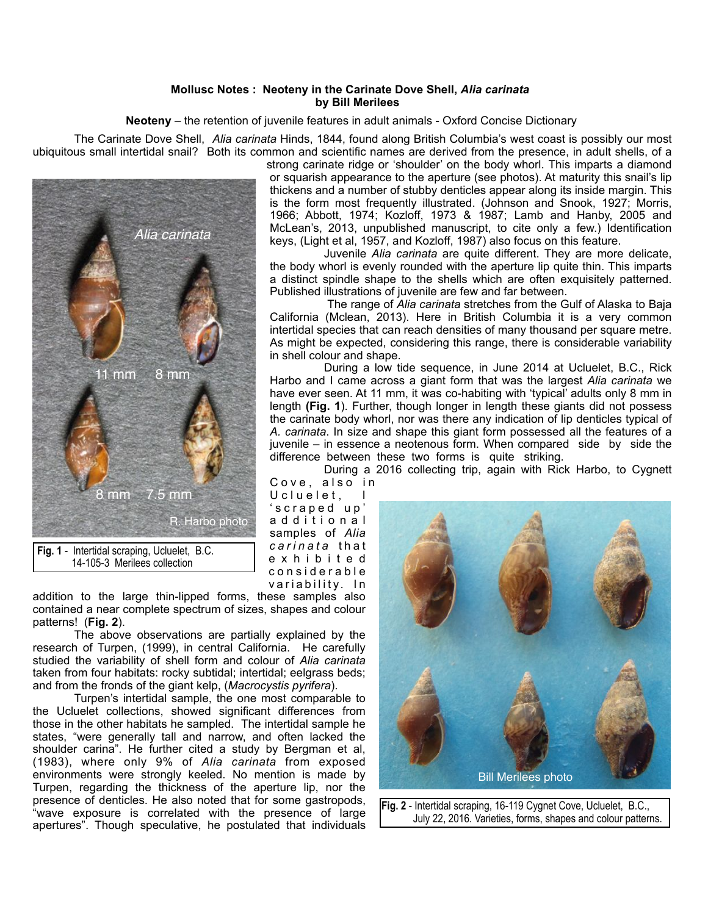**Mollusc Notes : Neoteny in the Carinate Dove Shell, *Alia carinata***
**by Bill Merilees**

**Neoteny** – the retention of juvenile features in adult animals - Oxford Concise Dictionary

The Carinate Dove Shell, *Alia carinata* Hinds, 1844, found along British Columbia's west coast is possibly our most ubiquitous small intertidal snail? Both its common and scientific names are derived from the presence, in adult shells, of a strong carinate ridge or 'shoulder' on the body whorl. This imparts a diamond or squarish appearance to the aperture (see photos). At maturity this snail's lip thickens and a number of stubby denticles appear along its inside margin. This is the form most frequently illustrated. (Johnson and Snook, 1927; Morris, 1966; Abbott, 1974; Kozloff, 1973 & 1987; Lamb and Hanby, 2005 and McLean's, 2013, unpublished manuscript, to cite only a few.) Identification keys, (Light et al, 1957, and Kozloff, 1987) also focus on this feature.

Juvenile *Alia carinata* are quite different. They are more delicate, the body whorl is evenly rounded with the aperture lip quite thin. This imparts a distinct spindle shape to the shells which are often exquisitely patterned. Published illustrations of juvenile are few and far between.

The range of *Alia carinata* stretches from the Gulf of Alaska to Baja California (Mclean, 2013). Here in British Columbia it is a very common intertidal species that can reach densities of many thousand per square metre. As might be expected, considering this range, there is considerable variability in shell colour and shape.

During a low tide sequence, in June 2014 at Ucluelet, B.C., Rick Harbo and I came across a giant form that was the largest *Alia carinata* we have ever seen. At 11 mm, it was co-habiting with 'typical' adults only 8 mm in length **(Fig. 1)**. Further, though longer in length these giants did not possess the carinate body whorl, nor was there any indication of lip denticles typical of *A. carinata*. In size and shape this giant form possessed all the features of a juvenile – in essence a neotenous form. When compared side by side the difference between these two forms is quite striking.

**Fig. 1** - Intertidal scraping, Ucluelet, B.C. 14-105-3 Merilees collection

During a 2016 collecting trip, again with Rick Harbo, to Cygnett Cove, also in Ucluelet, I 'scraped up' additional samples of *Alia carinata* that exhibited considerable variability. In addition to the large thin-lipped forms, these samples also contained a near complete spectrum of sizes, shapes and colour patterns! (**Fig. 2**).

The above observations are partially explained by the research of Turpen, (1999), in central California. He carefully studied the variability of shell form and colour of *Alia carinata* taken from four habitats: rocky subtidal; intertidal; eelgrass beds; and from the fronds of the giant kelp, (*Macrocystis pyrifera*).

Turpen's intertidal sample, the one most comparable to the Ucluelet collections, showed significant differences from those in the other habitats he sampled. The intertidal sample he states, "were generally tall and narrow, and often lacked the shoulder carina". He further cited a study by Bergman et al, (1983), where only 9% of *Alia carinata* from exposed environments were strongly keeled. No mention is made by Turpen, regarding the thickness of the aperture lip, nor the presence of denticles. He also noted that for some gastropods, "wave exposure is correlated with the presence of large apertures". Though speculative, he postulated that individuals

**Fig. 2** - Intertidal scraping, 16-119 Cygnet Cove, Ucluelet, B.C., July 22, 2016. Varieties, forms, shapes and colour patterns.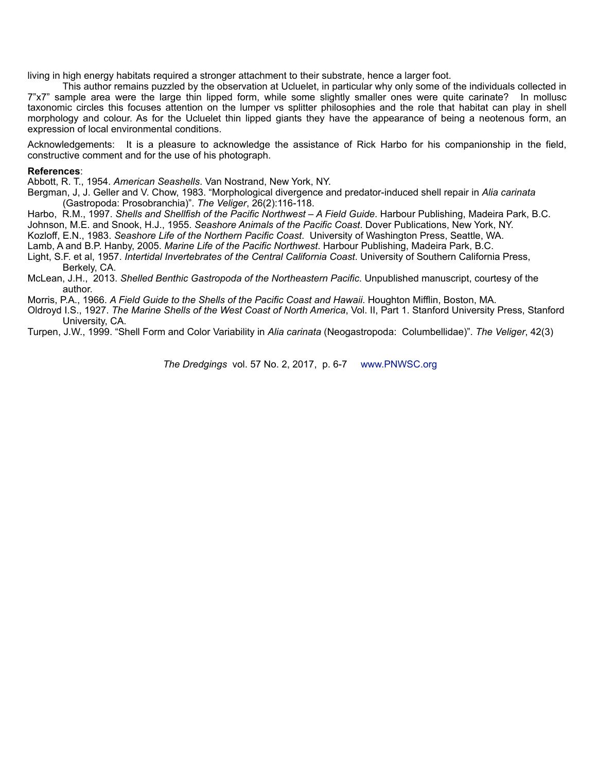living in high energy habitats required a stronger attachment to their substrate, hence a larger foot.

This author remains puzzled by the observation at Ucluelet, in particular why only some of the individuals collected in 7"x7" sample area were the large thin lipped form, while some slightly smaller ones were quite carinate? In mollusc taxonomic circles this focuses attention on the lumper vs splitter philosophies and the role that habitat can play in shell morphology and colour. As for the Ucluelet thin lipped giants they have the appearance of being a neotenous form, an expression of local environmental conditions.

Acknowledgements: It is a pleasure to acknowledge the assistance of Rick Harbo for his companionship in the field, constructive comment and for the use of his photograph.

**References**:

Abbott, R. T., 1954. *American Seashells*. Van Nostrand, New York, NY.

Bergman, J, J. Geller and V. Chow, 1983. "Morphological divergence and predator-induced shell repair in *Alia carinata* (Gastropoda: Prosobranchia)". *The Veliger*, 26(2):116-118.

Harbo, R.M., 1997. *Shells and Shellfish of the Pacific Northwest – A Field Guide*. Harbour Publishing, Madeira Park, B.C.

Johnson, M.E. and Snook, H.J., 1955. *Seashore Animals of the Pacific Coast*. Dover Publications, New York, NY.

Kozloff, E.N., 1983. *Seashore Life of the Northern Pacific Coast*. University of Washington Press, Seattle, WA.

Lamb, A and B.P. Hanby, 2005. *Marine Life of the Pacific Northwest*. Harbour Publishing, Madeira Park, B.C.

Light, S.F. et al, 1957. *Intertidal Invertebrates of the Central California Coast*. University of Southern California Press, Berkely, CA.

McLean, J.H., 2013. *Shelled Benthic Gastropoda of the Northeastern Pacific*. Unpublished manuscript, courtesy of the author.

Morris, P.A., 1966. *A Field Guide to the Shells of the Pacific Coast and Hawaii*. Houghton Mifflin, Boston, MA.

Oldroyd I.S., 1927. *The Marine Shells of the West Coast of North America*, Vol. II, Part 1. Stanford University Press, Stanford University, CA.

Turpen, J.W., 1999. "Shell Form and Color Variability in *Alia carinata* (Neogastropoda: Columbellidae)". *The Veliger*, 42(3)